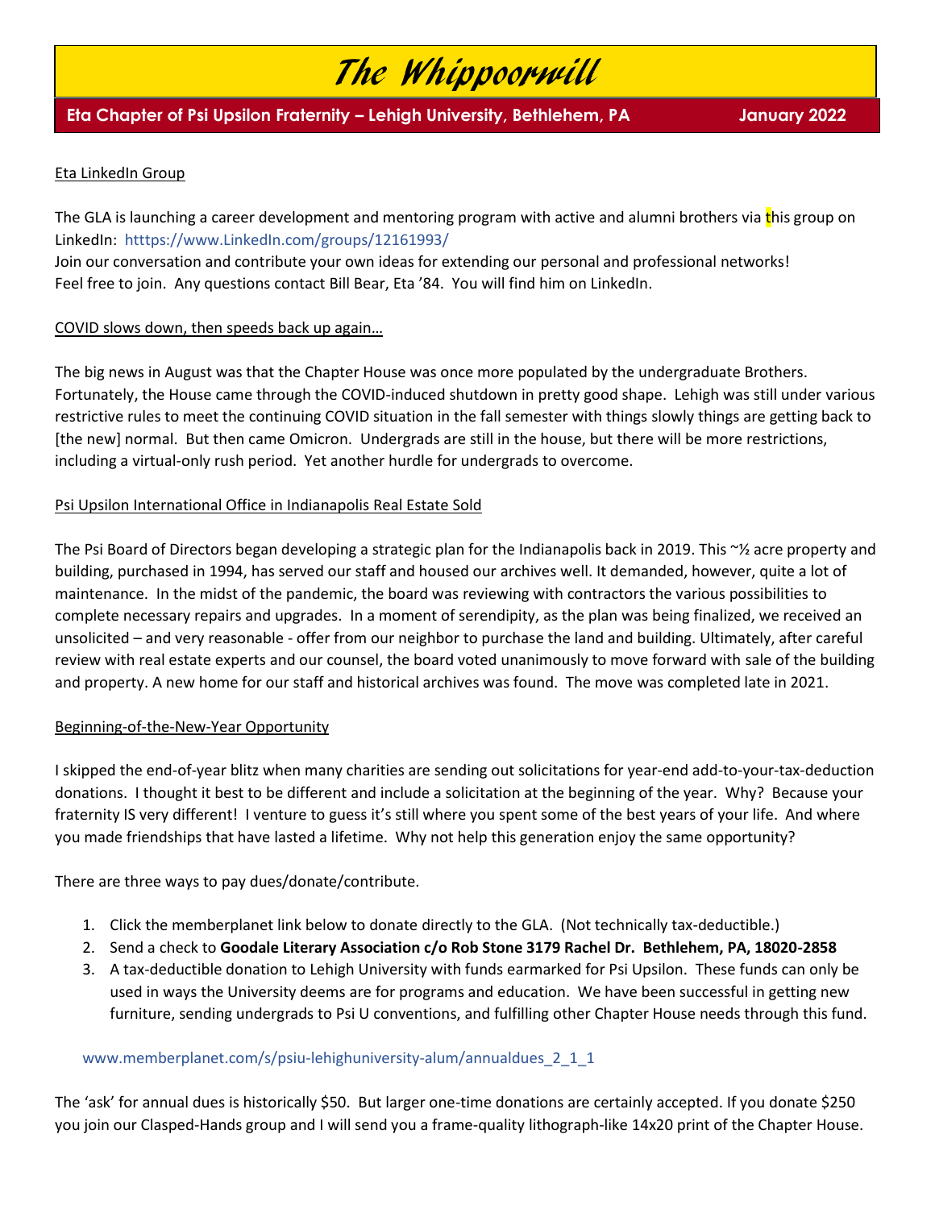# The Whippoorwill

**Eta Chapter of Psi Upsilon Fraternity – Lehigh University, Bethlehem, PA** **January 2022**

Eta LinkedIn Group

The GLA is launching a career development and mentoring program with active and alumni brothers via this group on LinkedIn: htttps://www.LinkedIn.com/groups/12161993/
Join our conversation and contribute your own ideas for extending our personal and professional networks!
Feel free to join. Any questions contact Bill Bear, Eta '84. You will find him on LinkedIn.

COVID slows down, then speeds back up again…

The big news in August was that the Chapter House was once more populated by the undergraduate Brothers. Fortunately, the House came through the COVID-induced shutdown in pretty good shape. Lehigh was still under various restrictive rules to meet the continuing COVID situation in the fall semester with things slowly things are getting back to [the new] normal. But then came Omicron. Undergrads are still in the house, but there will be more restrictions, including a virtual-only rush period. Yet another hurdle for undergrads to overcome.

Psi Upsilon International Office in Indianapolis Real Estate Sold

The Psi Board of Directors began developing a strategic plan for the Indianapolis back in 2019. This ~½ acre property and building, purchased in 1994, has served our staff and housed our archives well. It demanded, however, quite a lot of maintenance. In the midst of the pandemic, the board was reviewing with contractors the various possibilities to complete necessary repairs and upgrades. In a moment of serendipity, as the plan was being finalized, we received an unsolicited – and very reasonable - offer from our neighbor to purchase the land and building. Ultimately, after careful review with real estate experts and our counsel, the board voted unanimously to move forward with sale of the building and property. A new home for our staff and historical archives was found. The move was completed late in 2021.

Beginning-of-the-New-Year Opportunity

I skipped the end-of-year blitz when many charities are sending out solicitations for year-end add-to-your-tax-deduction donations. I thought it best to be different and include a solicitation at the beginning of the year. Why? Because your fraternity IS very different! I venture to guess it's still where you spent some of the best years of your life. And where you made friendships that have lasted a lifetime. Why not help this generation enjoy the same opportunity?

There are three ways to pay dues/donate/contribute.

1. Click the memberplanet link below to donate directly to the GLA. (Not technically tax-deductible.)
2. Send a check to **Goodale Literary Association c/o Rob Stone 3179 Rachel Dr. Bethlehem, PA, 18020-2858**
3. A tax-deductible donation to Lehigh University with funds earmarked for Psi Upsilon. These funds can only be used in ways the University deems are for programs and education. We have been successful in getting new furniture, sending undergrads to Psi U conventions, and fulfilling other Chapter House needs through this fund.

www.memberplanet.com/s/psiu-lehighuniversity-alum/annualdues_2_1_1

The 'ask' for annual dues is historically $50. But larger one-time donations are certainly accepted. If you donate $250 you join our Clasped-Hands group and I will send you a frame-quality lithograph-like 14x20 print of the Chapter House.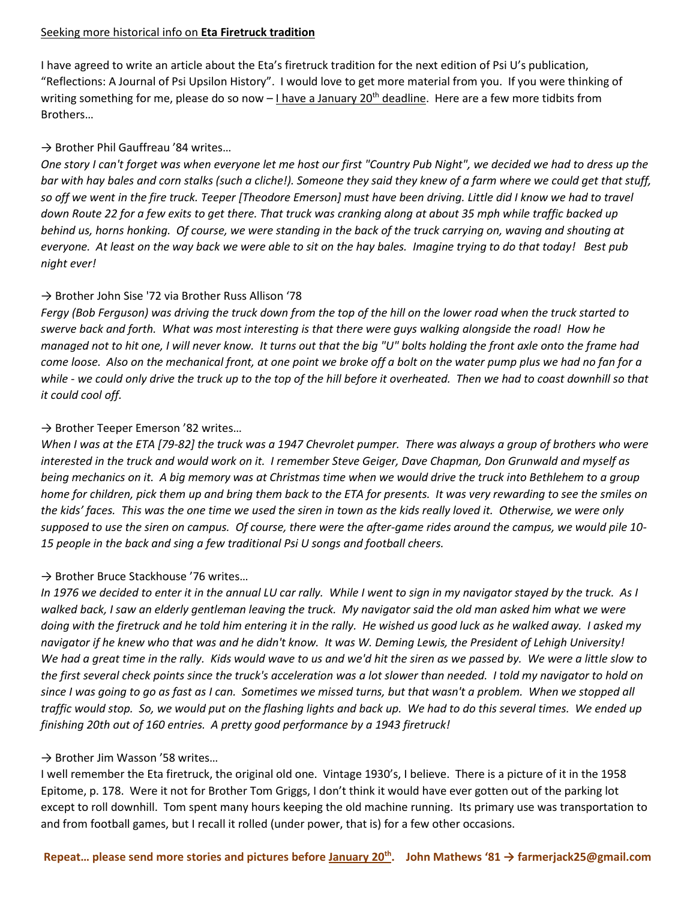Seeking more historical info on **Eta Firetruck tradition**

I have agreed to write an article about the Eta's firetruck tradition for the next edition of Psi U's publication, "Reflections: A Journal of Psi Upsilon History". I would love to get more material from you. If you were thinking of writing something for me, please do so now – I have a January 20th deadline. Here are a few more tidbits from Brothers…

→ Brother Phil Gauffreau '84 writes…

*One story I can't forget was when everyone let me host our first "Country Pub Night", we decided we had to dress up the bar with hay bales and corn stalks (such a cliche!). Someone they said they knew of a farm where we could get that stuff, so off we went in the fire truck. Teeper [Theodore Emerson] must have been driving. Little did I know we had to travel down Route 22 for a few exits to get there. That truck was cranking along at about 35 mph while traffic backed up behind us, horns honking. Of course, we were standing in the back of the truck carrying on, waving and shouting at everyone. At least on the way back we were able to sit on the hay bales. Imagine trying to do that today! Best pub night ever!*

→ Brother John Sise '72 via Brother Russ Allison '78

*Fergy (Bob Ferguson) was driving the truck down from the top of the hill on the lower road when the truck started to swerve back and forth. What was most interesting is that there were guys walking alongside the road! How he managed not to hit one, I will never know. It turns out that the big "U" bolts holding the front axle onto the frame had come loose. Also on the mechanical front, at one point we broke off a bolt on the water pump plus we had no fan for a while - we could only drive the truck up to the top of the hill before it overheated. Then we had to coast downhill so that it could cool off.*

→ Brother Teeper Emerson '82 writes…

*When I was at the ETA [79-82] the truck was a 1947 Chevrolet pumper. There was always a group of brothers who were interested in the truck and would work on it. I remember Steve Geiger, Dave Chapman, Don Grunwald and myself as being mechanics on it. A big memory was at Christmas time when we would drive the truck into Bethlehem to a group home for children, pick them up and bring them back to the ETA for presents. It was very rewarding to see the smiles on the kids' faces. This was the one time we used the siren in town as the kids really loved it. Otherwise, we were only supposed to use the siren on campus. Of course, there were the after-game rides around the campus, we would pile 10-15 people in the back and sing a few traditional Psi U songs and football cheers.*

→ Brother Bruce Stackhouse '76 writes…

*In 1976 we decided to enter it in the annual LU car rally. While I went to sign in my navigator stayed by the truck. As I walked back, I saw an elderly gentleman leaving the truck. My navigator said the old man asked him what we were doing with the firetruck and he told him entering it in the rally. He wished us good luck as he walked away. I asked my navigator if he knew who that was and he didn't know. It was W. Deming Lewis, the President of Lehigh University! We had a great time in the rally. Kids would wave to us and we'd hit the siren as we passed by. We were a little slow to the first several check points since the truck's acceleration was a lot slower than needed. I told my navigator to hold on since I was going to go as fast as I can. Sometimes we missed turns, but that wasn't a problem. When we stopped all traffic would stop. So, we would put on the flashing lights and back up. We had to do this several times. We ended up finishing 20th out of 160 entries. A pretty good performance by a 1943 firetruck!*

→ Brother Jim Wasson '58 writes…

I well remember the Eta firetruck, the original old one. Vintage 1930's, I believe. There is a picture of it in the 1958 Epitome, p. 178. Were it not for Brother Tom Griggs, I don't think it would have ever gotten out of the parking lot except to roll downhill. Tom spent many hours keeping the old machine running. Its primary use was transportation to and from football games, but I recall it rolled (under power, that is) for a few other occasions.

**Repeat… please send more stories and pictures before January 20th. John Mathews '81 → farmerjack25@gmail.com**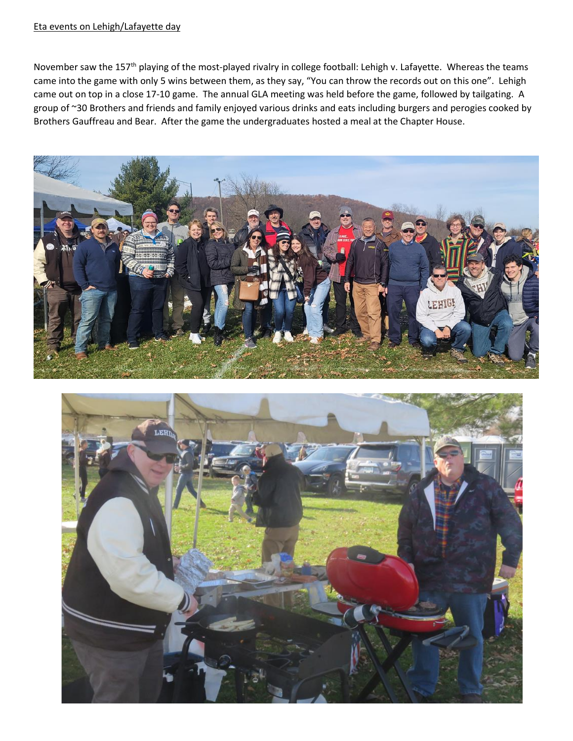Eta events on Lehigh/Lafayette day

November saw the 157th playing of the most-played rivalry in college football: Lehigh v. Lafayette. Whereas the teams came into the game with only 5 wins between them, as they say, "You can throw the records out on this one". Lehigh came out on top in a close 17-10 game. The annual GLA meeting was held before the game, followed by tailgating. A group of ~30 Brothers and friends and family enjoyed various drinks and eats including burgers and perogies cooked by Brothers Gauffreau and Bear. After the game the undergraduates hosted a meal at the Chapter House.